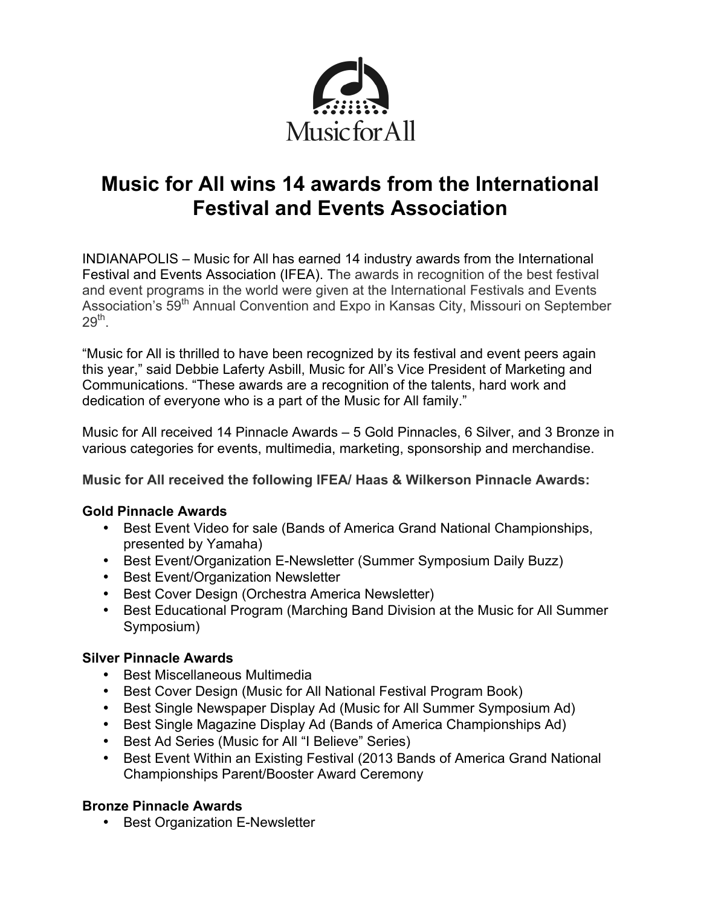Music for All

# Music for All wins 14 awards from the International Festival and Events Association

INDIANAPOLIS – Music for All has earned 14 industry awards from the International Festival and Events Association (IFEA). The awards in recognition of the best festival and event programs in the world were given at the International Festivals and Events Association's 59th Annual Convention and Expo in Kansas City, Missouri on September 29th.

"Music for All is thrilled to have been recognized by its festival and event peers again this year," said Debbie Laferty Asbill, Music for All's Vice President of Marketing and Communications. "These awards are a recognition of the talents, hard work and dedication of everyone who is a part of the Music for All family."

Music for All received 14 Pinnacle Awards – 5 Gold Pinnacles, 6 Silver, and 3 Bronze in various categories for events, multimedia, marketing, sponsorship and merchandise.

**Music for All received the following IFEA/ Haas & Wilkerson Pinnacle Awards:**

**Gold Pinnacle Awards**

- Best Event Video for sale (Bands of America Grand National Championships, presented by Yamaha)
- Best Event/Organization E-Newsletter (Summer Symposium Daily Buzz)
- Best Event/Organization Newsletter
- Best Cover Design (Orchestra America Newsletter)
- Best Educational Program (Marching Band Division at the Music for All Summer Symposium)

**Silver Pinnacle Awards**

- Best Miscellaneous Multimedia
- Best Cover Design (Music for All National Festival Program Book)
- Best Single Newspaper Display Ad (Music for All Summer Symposium Ad)
- Best Single Magazine Display Ad (Bands of America Championships Ad)
- Best Ad Series (Music for All "I Believe" Series)
- Best Event Within an Existing Festival (2013 Bands of America Grand National Championships Parent/Booster Award Ceremony

**Bronze Pinnacle Awards**

- Best Organization E-Newsletter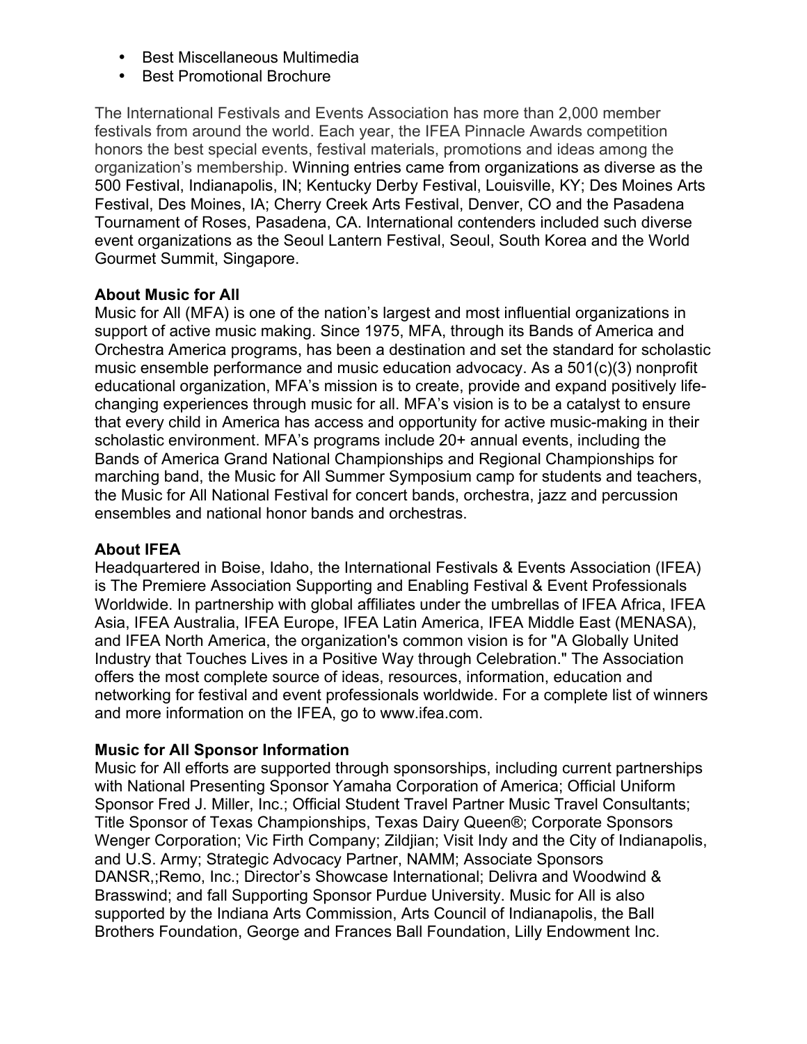- Best Miscellaneous Multimedia
- Best Promotional Brochure

The International Festivals and Events Association has more than 2,000 member festivals from around the world. Each year, the IFEA Pinnacle Awards competition honors the best special events, festival materials, promotions and ideas among the organization's membership. Winning entries came from organizations as diverse as the 500 Festival, Indianapolis, IN; Kentucky Derby Festival, Louisville, KY; Des Moines Arts Festival, Des Moines, IA; Cherry Creek Arts Festival, Denver, CO and the Pasadena Tournament of Roses, Pasadena, CA. International contenders included such diverse event organizations as the Seoul Lantern Festival, Seoul, South Korea and the World Gourmet Summit, Singapore.

**About Music for All**
Music for All (MFA) is one of the nation's largest and most influential organizations in support of active music making. Since 1975, MFA, through its Bands of America and Orchestra America programs, has been a destination and set the standard for scholastic music ensemble performance and music education advocacy. As a 501(c)(3) nonprofit educational organization, MFA's mission is to create, provide and expand positively life-changing experiences through music for all. MFA's vision is to be a catalyst to ensure that every child in America has access and opportunity for active music-making in their scholastic environment. MFA's programs include 20+ annual events, including the Bands of America Grand National Championships and Regional Championships for marching band, the Music for All Summer Symposium camp for students and teachers, the Music for All National Festival for concert bands, orchestra, jazz and percussion ensembles and national honor bands and orchestras.

**About IFEA**
Headquartered in Boise, Idaho, the International Festivals & Events Association (IFEA) is The Premiere Association Supporting and Enabling Festival & Event Professionals Worldwide. In partnership with global affiliates under the umbrellas of IFEA Africa, IFEA Asia, IFEA Australia, IFEA Europe, IFEA Latin America, IFEA Middle East (MENASA), and IFEA North America, the organization's common vision is for "A Globally United Industry that Touches Lives in a Positive Way through Celebration." The Association offers the most complete source of ideas, resources, information, education and networking for festival and event professionals worldwide. For a complete list of winners and more information on the IFEA, go to www.ifea.com.

**Music for All Sponsor Information**
Music for All efforts are supported through sponsorships, including current partnerships with National Presenting Sponsor Yamaha Corporation of America; Official Uniform Sponsor Fred J. Miller, Inc.; Official Student Travel Partner Music Travel Consultants; Title Sponsor of Texas Championships, Texas Dairy Queen®; Corporate Sponsors Wenger Corporation; Vic Firth Company; Zildjian; Visit Indy and the City of Indianapolis, and U.S. Army; Strategic Advocacy Partner, NAMM; Associate Sponsors DANSR,;Remo, Inc.; Director's Showcase International; Delivra and Woodwind & Brasswind; and fall Supporting Sponsor Purdue University. Music for All is also supported by the Indiana Arts Commission, Arts Council of Indianapolis, the Ball Brothers Foundation, George and Frances Ball Foundation, Lilly Endowment Inc.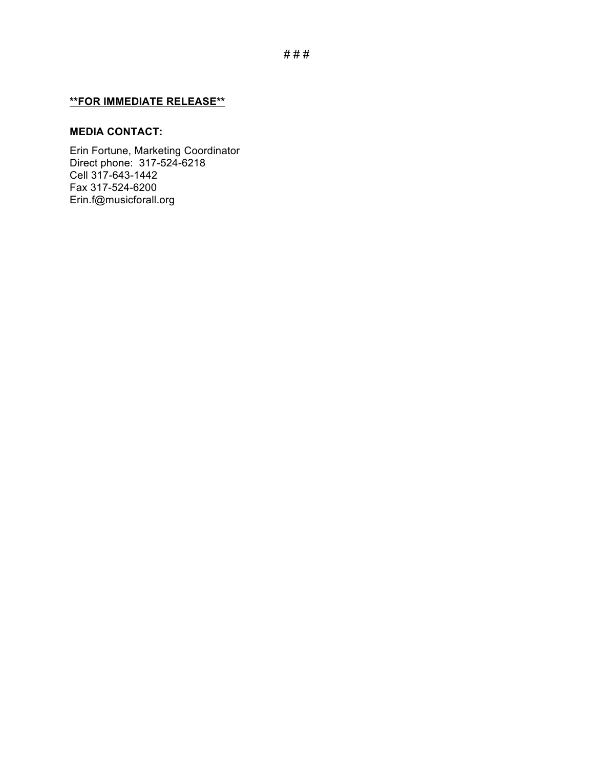# # #

**<u>**FOR IMMEDIATE RELEASE**</u>**

**MEDIA CONTACT:**

Erin Fortune, Marketing Coordinator
Direct phone: 317-524-6218
Cell 317-643-1442
Fax 317-524-6200
Erin.f@musicforall.org